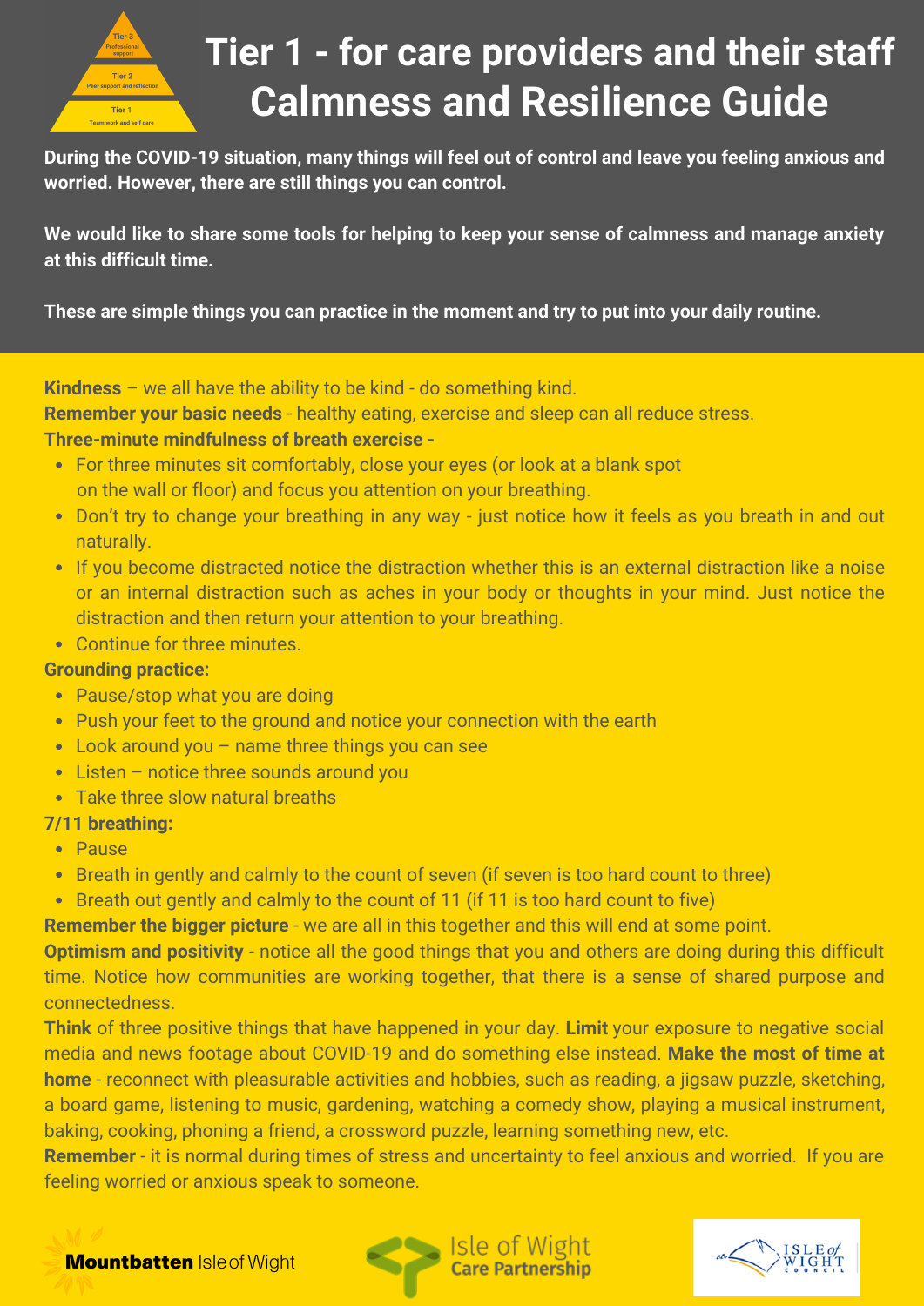# Tier 1 - for care providers and their staff Calmness and Resilience Guide

Tier 3 Professional support

Tier 2 Peer support and reflection

Tier 1 Team work and self care

**During the COVID-19 situation, many things will feel out of control and leave you feeling anxious and worried. However, there are still things you can control.**

**We would like to share some tools for helping to keep your sense of calmness and manage anxiety at this difficult time.**

**These are simple things you can practice in the moment and try to put into your daily routine.**

**Kindness** – we all have the ability to be kind - do something kind.

**Remember your basic needs** - healthy eating, exercise and sleep can all reduce stress.

**Three-minute mindfulness of breath exercise -**

- For three minutes sit comfortably, close your eyes (or look at a blank spot on the wall or floor) and focus you attention on your breathing.
- Don't try to change your breathing in any way - just notice how it feels as you breath in and out naturally.
- If you become distracted notice the distraction whether this is an external distraction like a noise or an internal distraction such as aches in your body or thoughts in your mind. Just notice the distraction and then return your attention to your breathing.
- Continue for three minutes.

**Grounding practice:**

- Pause/stop what you are doing
- Push your feet to the ground and notice your connection with the earth
- Look around you – name three things you can see
- Listen – notice three sounds around you
- Take three slow natural breaths

**7/11 breathing:**

- Pause
- Breath in gently and calmly to the count of seven (if seven is too hard count to three)
- Breath out gently and calmly to the count of 11 (if 11 is too hard count to five)

**Remember the bigger picture** - we are all in this together and this will end at some point.

**Optimism and positivity** - notice all the good things that you and others are doing during this difficult time. Notice how communities are working together, that there is a sense of shared purpose and connectedness.

**Think** of three positive things that have happened in your day. **Limit** your exposure to negative social media and news footage about COVID-19 and do something else instead. **Make the most of time at home** - reconnect with pleasurable activities and hobbies, such as reading, a jigsaw puzzle, sketching, a board game, listening to music, gardening, watching a comedy show, playing a musical instrument, baking, cooking, phoning a friend, a crossword puzzle, learning something new, etc.

**Remember** - it is normal during times of stress and uncertainty to feel anxious and worried. If you are feeling worried or anxious speak to someone.

Mountbatten Isle of Wight | Isle of Wight Care Partnership | Isle of Wight Council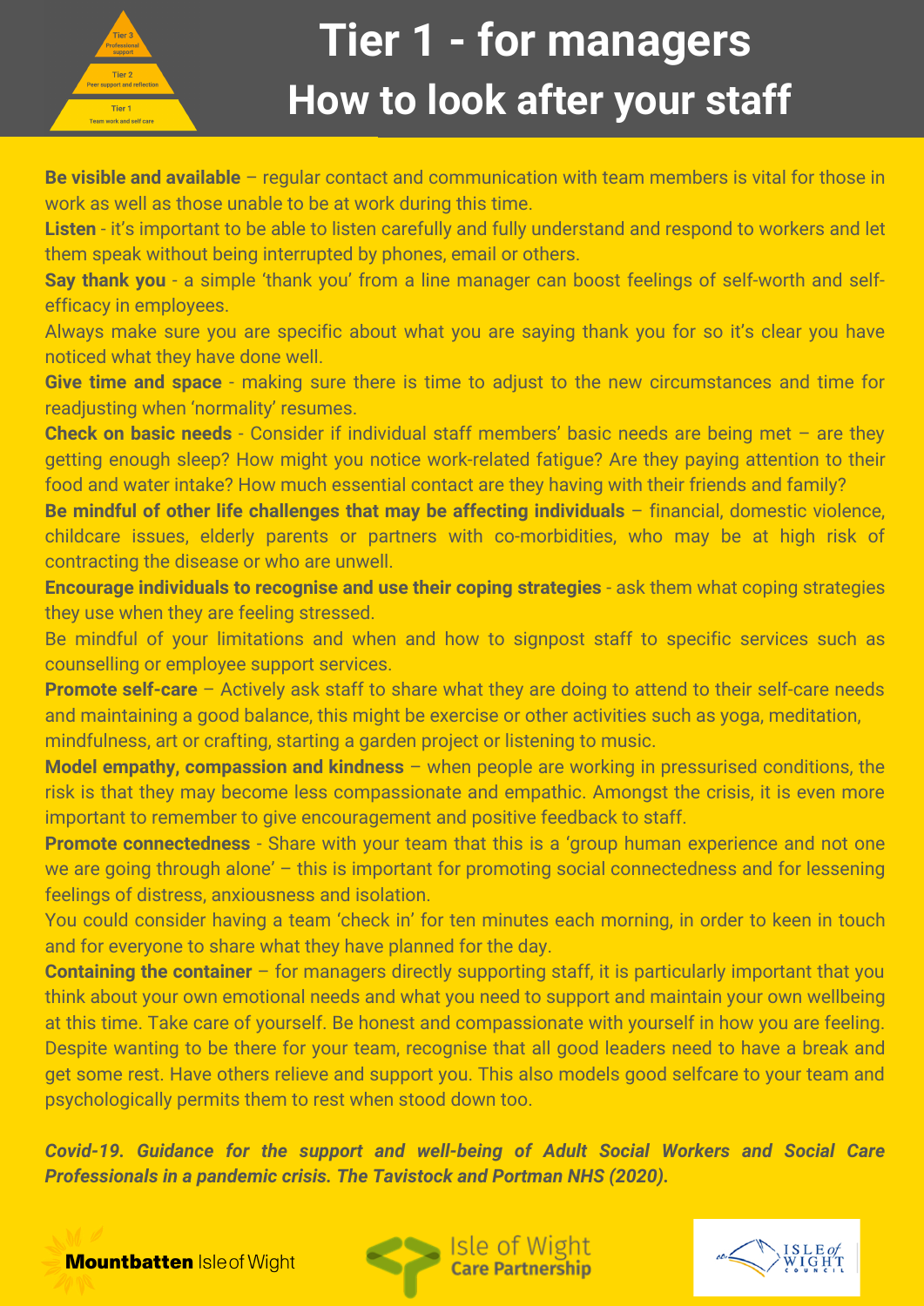# Tier 1 - for managers

## How to look after your staff

**Be visible and available** – regular contact and communication with team members is vital for those in work as well as those unable to be at work during this time.

**Listen** - it's important to be able to listen carefully and fully understand and respond to workers and let them speak without being interrupted by phones, email or others.

**Say thank you** - a simple 'thank you' from a line manager can boost feelings of self-worth and self-efficacy in employees.

Always make sure you are specific about what you are saying thank you for so it's clear you have noticed what they have done well.

**Give time and space** - making sure there is time to adjust to the new circumstances and time for readjusting when 'normality' resumes.

**Check on basic needs** - Consider if individual staff members' basic needs are being met – are they getting enough sleep? How might you notice work-related fatigue? Are they paying attention to their food and water intake? How much essential contact are they having with their friends and family?

**Be mindful of other life challenges that may be affecting individuals** – financial, domestic violence, childcare issues, elderly parents or partners with co-morbidities, who may be at high risk of contracting the disease or who are unwell.

**Encourage individuals to recognise and use their coping strategies** - ask them what coping strategies they use when they are feeling stressed.

Be mindful of your limitations and when and how to signpost staff to specific services such as counselling or employee support services.

**Promote self-care** – Actively ask staff to share what they are doing to attend to their self-care needs and maintaining a good balance, this might be exercise or other activities such as yoga, meditation, mindfulness, art or crafting, starting a garden project or listening to music.

**Model empathy, compassion and kindness** – when people are working in pressurised conditions, the risk is that they may become less compassionate and empathic. Amongst the crisis, it is even more important to remember to give encouragement and positive feedback to staff.

**Promote connectedness** - Share with your team that this is a 'group human experience and not one we are going through alone' – this is important for promoting social connectedness and for lessening feelings of distress, anxiousness and isolation.

You could consider having a team 'check in' for ten minutes each morning, in order to keen in touch and for everyone to share what they have planned for the day.

**Containing the container** – for managers directly supporting staff, it is particularly important that you think about your own emotional needs and what you need to support and maintain your own wellbeing at this time. Take care of yourself. Be honest and compassionate with yourself in how you are feeling. Despite wanting to be there for your team, recognise that all good leaders need to have a break and get some rest. Have others relieve and support you. This also models good selfcare to your team and psychologically permits them to rest when stood down too.

***Covid-19. Guidance for the support and well-being of Adult Social Workers and Social Care Professionals in a pandemic crisis. The Tavistock and Portman NHS (2020).***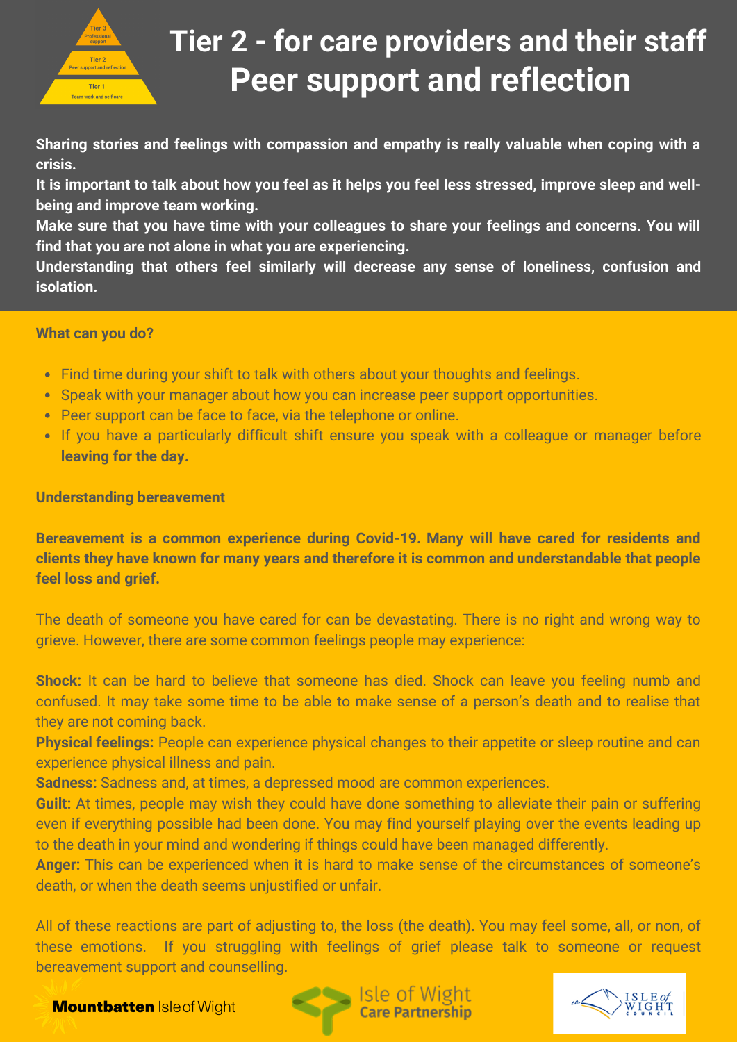Tier 3
Professional support

Tier 2
Peer support and reflection

Tier 1
Team work and self care

# Tier 2 - for care providers and their staff Peer support and reflection

**Sharing stories and feelings with compassion and empathy is really valuable when coping with a crisis.**
**It is important to talk about how you feel as it helps you feel less stressed, improve sleep and well-being and improve team working.**
**Make sure that you have time with your colleagues to share your feelings and concerns. You will find that you are not alone in what you are experiencing.**
**Understanding that others feel similarly will decrease any sense of loneliness, confusion and isolation.**

**What can you do?**

- Find time during your shift to talk with others about your thoughts and feelings.
- Speak with your manager about how you can increase peer support opportunities.
- Peer support can be face to face, via the telephone or online.
- If you have a particularly difficult shift ensure you speak with a colleague or manager before **leaving for the day.**

**Understanding bereavement**

**Bereavement is a common experience during Covid-19. Many will have cared for residents and clients they have known for many years and therefore it is common and understandable that people feel loss and grief.**

The death of someone you have cared for can be devastating. There is no right and wrong way to grieve. However, there are some common feelings people may experience:

**Shock:** It can be hard to believe that someone has died. Shock can leave you feeling numb and confused. It may take some time to be able to make sense of a person's death and to realise that they are not coming back.
**Physical feelings:** People can experience physical changes to their appetite or sleep routine and can experience physical illness and pain.
**Sadness:** Sadness and, at times, a depressed mood are common experiences.
**Guilt:** At times, people may wish they could have done something to alleviate their pain or suffering even if everything possible had been done. You may find yourself playing over the events leading up to the death in your mind and wondering if things could have been managed differently.
**Anger:** This can be experienced when it is hard to make sense of the circumstances of someone's death, or when the death seems unjustified or unfair.

All of these reactions are part of adjusting to, the loss (the death). You may feel some, all, or non, of these emotions. If you struggling with feelings of grief please talk to someone or request bereavement support and counselling.

**Mountbatten** Isle of Wight

Isle of Wight Care Partnership

Isle of Wight Council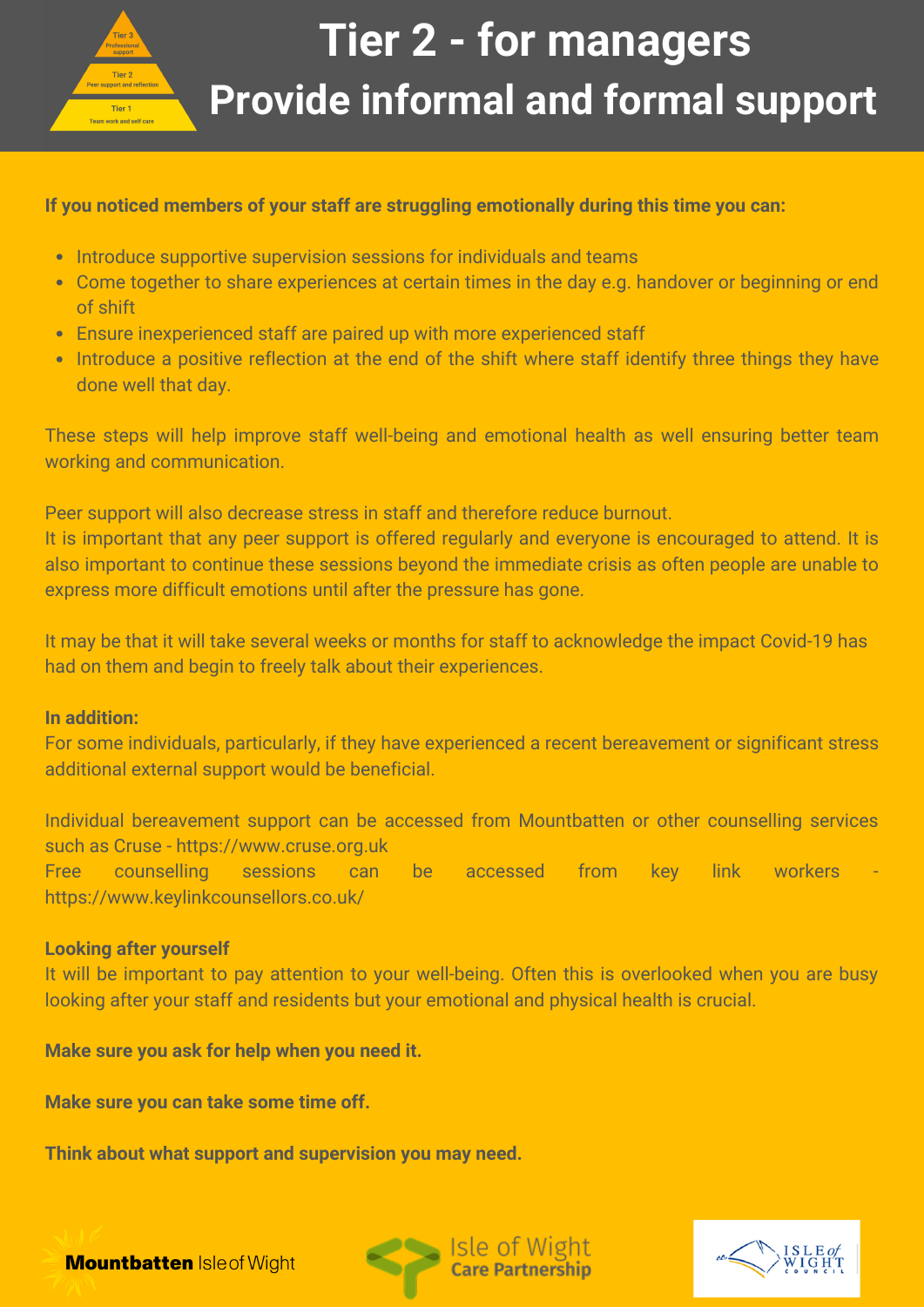# Tier 2 - for managers
## Provide informal and formal support

**If you noticed members of your staff are struggling emotionally during this time you can:**

- Introduce supportive supervision sessions for individuals and teams
- Come together to share experiences at certain times in the day e.g. handover or beginning or end of shift
- Ensure inexperienced staff are paired up with more experienced staff
- Introduce a positive reflection at the end of the shift where staff identify three things they have done well that day.

These steps will help improve staff well-being and emotional health as well ensuring better team working and communication.

Peer support will also decrease stress in staff and therefore reduce burnout.
It is important that any peer support is offered regularly and everyone is encouraged to attend. It is also important to continue these sessions beyond the immediate crisis as often people are unable to express more difficult emotions until after the pressure has gone.

It may be that it will take several weeks or months for staff to acknowledge the impact Covid-19 has had on them and begin to freely talk about their experiences.

**In addition:**
For some individuals, particularly, if they have experienced a recent bereavement or significant stress additional external support would be beneficial.

Individual bereavement support can be accessed from Mountbatten or other counselling services such as Cruse - https://www.cruse.org.uk
Free counselling sessions can be accessed from key link workers - https://www.keylinkcounsellors.co.uk/

**Looking after yourself**
It will be important to pay attention to your well-being. Often this is overlooked when you are busy looking after your staff and residents but your emotional and physical health is crucial.

**Make sure you ask for help when you need it.**

**Make sure you can take some time off.**

**Think about what support and supervision you may need.**

Mountbatten Isle of Wight | Isle of Wight Care Partnership | Isle of Wight Council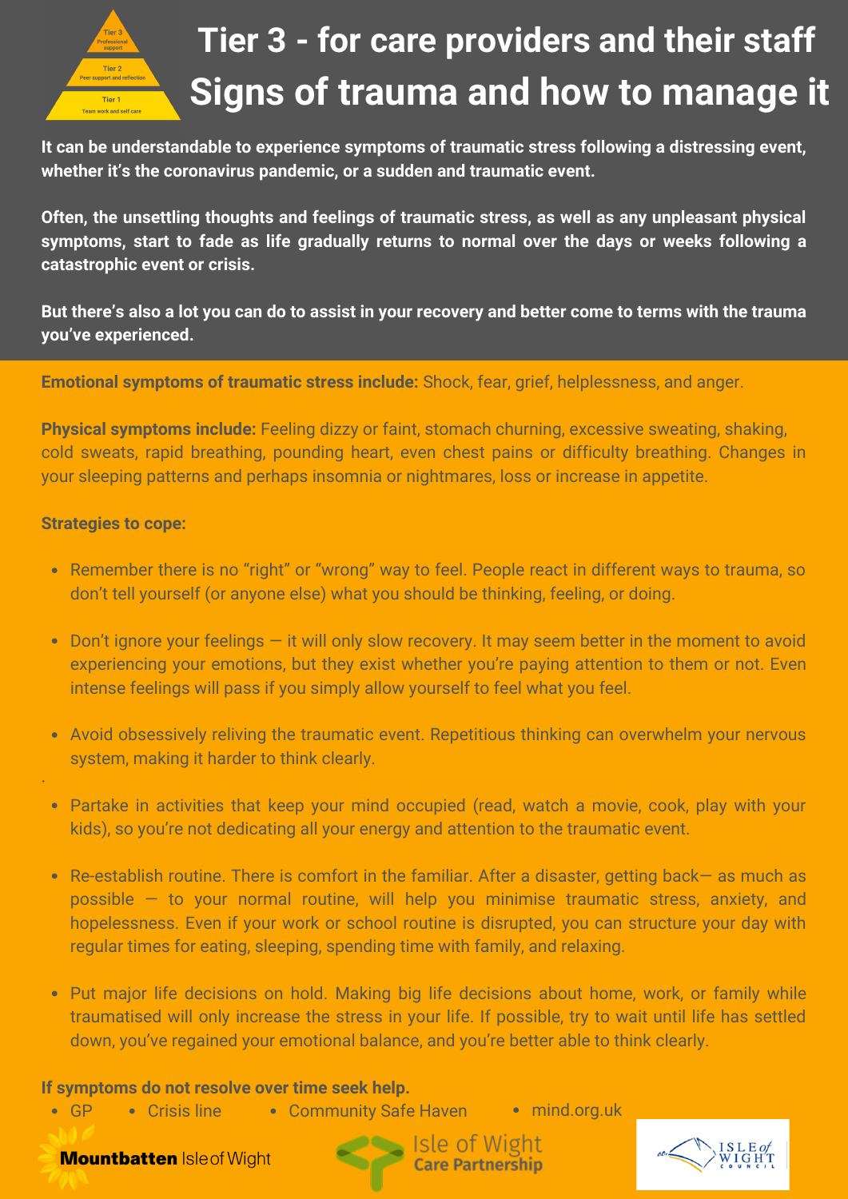Tier 3 Professional support
Tier 2 Peer support and reflection
Tier 1 Team work and self care

# Tier 3 - for care providers and their staff

# Signs of trauma and how to manage it

**It can be understandable to experience symptoms of traumatic stress following a distressing event, whether it's the coronavirus pandemic, or a sudden and traumatic event.**

**Often, the unsettling thoughts and feelings of traumatic stress, as well as any unpleasant physical symptoms, start to fade as life gradually returns to normal over the days or weeks following a catastrophic event or crisis.**

**But there's also a lot you can do to assist in your recovery and better come to terms with the trauma you've experienced.**

**Emotional symptoms of traumatic stress include:** Shock, fear, grief, helplessness, and anger.

**Physical symptoms include:** Feeling dizzy or faint, stomach churning, excessive sweating, shaking, cold sweats, rapid breathing, pounding heart, even chest pains or difficulty breathing. Changes in your sleeping patterns and perhaps insomnia or nightmares, loss or increase in appetite.

**Strategies to cope:**

- Remember there is no "right" or "wrong" way to feel. People react in different ways to trauma, so don't tell yourself (or anyone else) what you should be thinking, feeling, or doing.
- Don't ignore your feelings — it will only slow recovery. It may seem better in the moment to avoid experiencing your emotions, but they exist whether you're paying attention to them or not. Even intense feelings will pass if you simply allow yourself to feel what you feel.
- Avoid obsessively reliving the traumatic event. Repetitious thinking can overwhelm your nervous system, making it harder to think clearly.
- Partake in activities that keep your mind occupied (read, watch a movie, cook, play with your kids), so you're not dedicating all your energy and attention to the traumatic event.
- Re-establish routine. There is comfort in the familiar. After a disaster, getting back— as much as possible — to your normal routine, will help you minimise traumatic stress, anxiety, and hopelessness. Even if your work or school routine is disrupted, you can structure your day with regular times for eating, sleeping, spending time with family, and relaxing.
- Put major life decisions on hold. Making big life decisions about home, work, or family while traumatised will only increase the stress in your life. If possible, try to wait until life has settled down, you've regained your emotional balance, and you're better able to think clearly.

**If symptoms do not resolve over time seek help.**

- GP
- Crisis line
- Community Safe Haven
- mind.org.uk

**Mountbatten** Isle of Wight

Isle of Wight **Care Partnership**

ISLE of WIGHT COUNCIL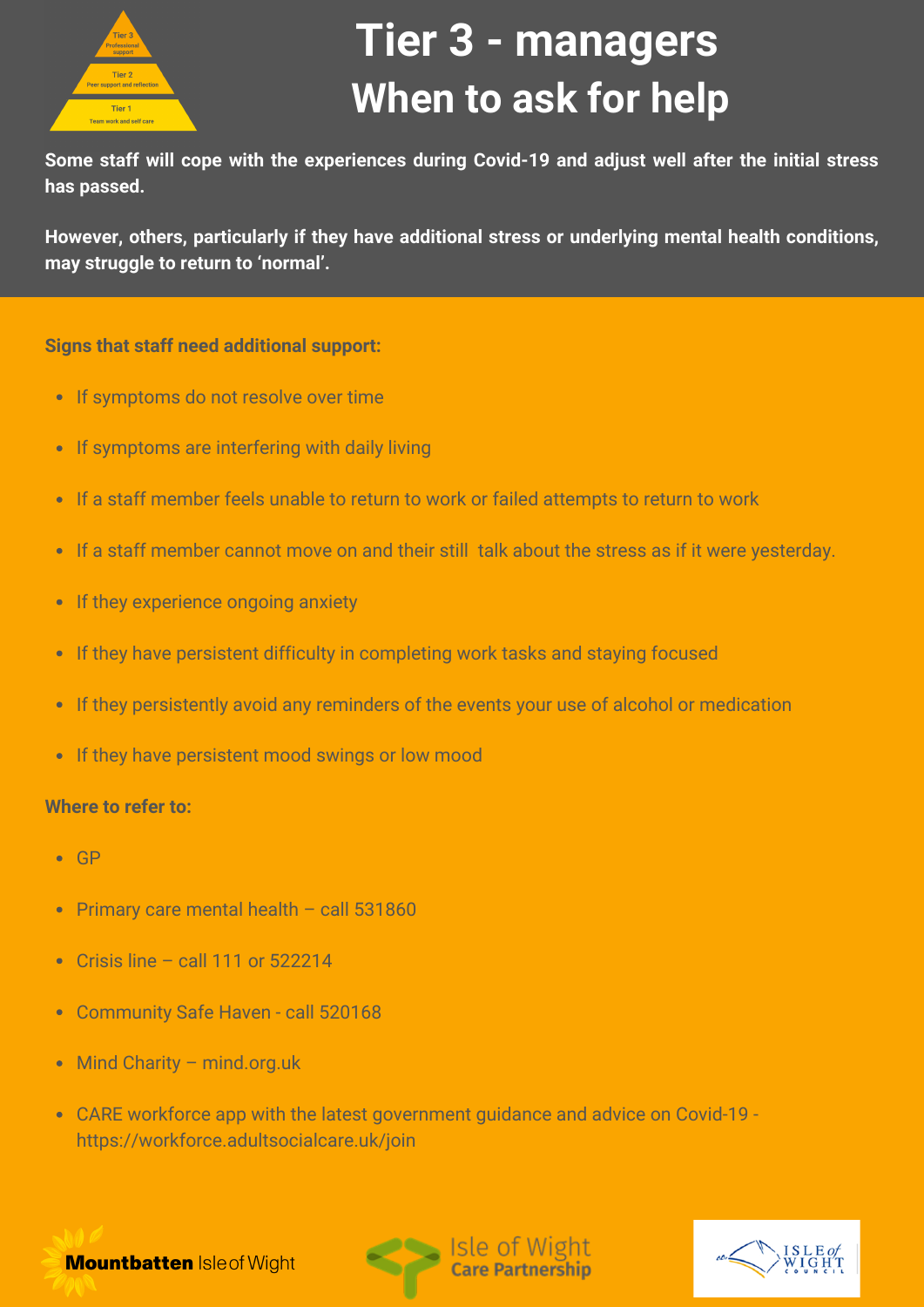# Tier 3 - managers

## When to ask for help

**Some staff will cope with the experiences during Covid-19 and adjust well after the initial stress has passed.**

**However, others, particularly if they have additional stress or underlying mental health conditions, may struggle to return to 'normal'.**

**Signs that staff need additional support:**

- If symptoms do not resolve over time
- If symptoms are interfering with daily living
- If a staff member feels unable to return to work or failed attempts to return to work
- If a staff member cannot move on and their still talk about the stress as if it were yesterday.
- If they experience ongoing anxiety
- If they have persistent difficulty in completing work tasks and staying focused
- If they persistently avoid any reminders of the events your use of alcohol or medication
- If they have persistent mood swings or low mood

**Where to refer to:**

- GP
- Primary care mental health – call 531860
- Crisis line – call 111 or 522214
- Community Safe Haven - call 520168
- Mind Charity – mind.org.uk
- CARE workforce app with the latest government guidance and advice on Covid-19 - https://workforce.adultsocialcare.uk/join

Mountbatten Isle of Wight

Isle of Wight Care Partnership

Isle of Wight Council